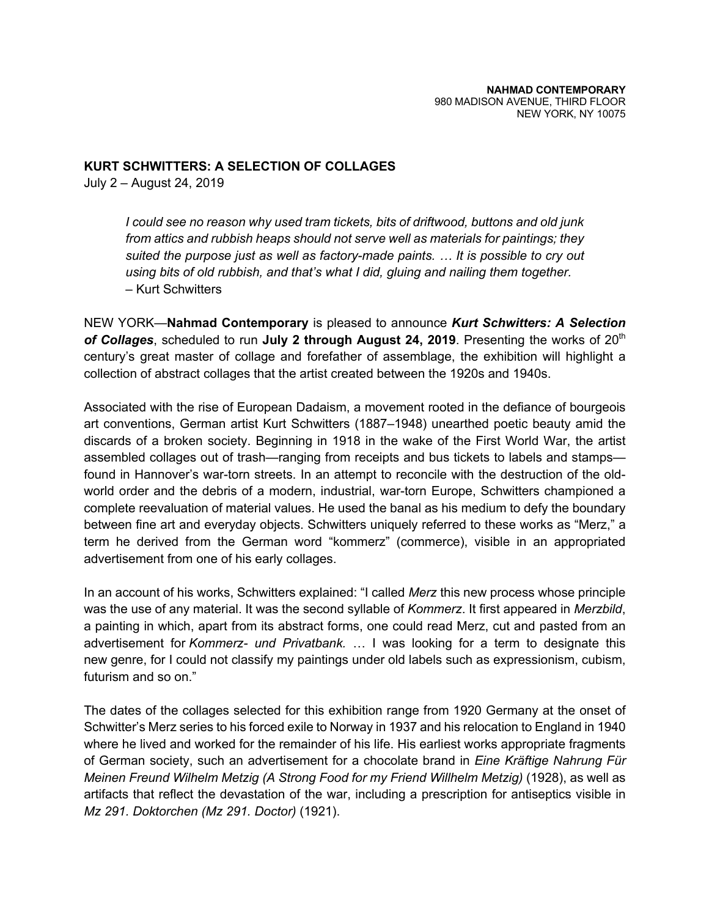**NAHMAD CONTEMPORARY**
980 MADISON AVENUE, THIRD FLOOR
NEW YORK, NY 10075

## KURT SCHWITTERS: A SELECTION OF COLLAGES

July 2 – August 24, 2019

> *I could see no reason why used tram tickets, bits of driftwood, buttons and old junk from attics and rubbish heaps should not serve well as materials for paintings; they suited the purpose just as well as factory-made paints. … It is possible to cry out using bits of old rubbish, and that's what I did, gluing and nailing them together.*
> – Kurt Schwitters

NEW YORK—**Nahmad Contemporary** is pleased to announce ***Kurt Schwitters: A Selection of Collages***, scheduled to run **July 2 through August 24, 2019**. Presenting the works of 20th century's great master of collage and forefather of assemblage, the exhibition will highlight a collection of abstract collages that the artist created between the 1920s and 1940s.

Associated with the rise of European Dadaism, a movement rooted in the defiance of bourgeois art conventions, German artist Kurt Schwitters (1887–1948) unearthed poetic beauty amid the discards of a broken society. Beginning in 1918 in the wake of the First World War, the artist assembled collages out of trash—ranging from receipts and bus tickets to labels and stamps—found in Hannover's war-torn streets. In an attempt to reconcile with the destruction of the old-world order and the debris of a modern, industrial, war-torn Europe, Schwitters championed a complete reevaluation of material values. He used the banal as his medium to defy the boundary between fine art and everyday objects. Schwitters uniquely referred to these works as "Merz," a term he derived from the German word "kommerz" (commerce), visible in an appropriated advertisement from one of his early collages.

In an account of his works, Schwitters explained: "I called *Merz* this new process whose principle was the use of any material. It was the second syllable of *Kommerz*. It first appeared in *Merzbild*, a painting in which, apart from its abstract forms, one could read Merz, cut and pasted from an advertisement for *Kommerz- und Privatbank.* … I was looking for a term to designate this new genre, for I could not classify my paintings under old labels such as expressionism, cubism, futurism and so on."

The dates of the collages selected for this exhibition range from 1920 Germany at the onset of Schwitter's Merz series to his forced exile to Norway in 1937 and his relocation to England in 1940 where he lived and worked for the remainder of his life. His earliest works appropriate fragments of German society, such an advertisement for a chocolate brand in *Eine Kräftige Nahrung Für Meinen Freund Wilhelm Metzig (A Strong Food for my Friend Willhelm Metzig)* (1928), as well as artifacts that reflect the devastation of the war, including a prescription for antiseptics visible in *Mz 291. Doktorchen (Mz 291. Doctor)* (1921).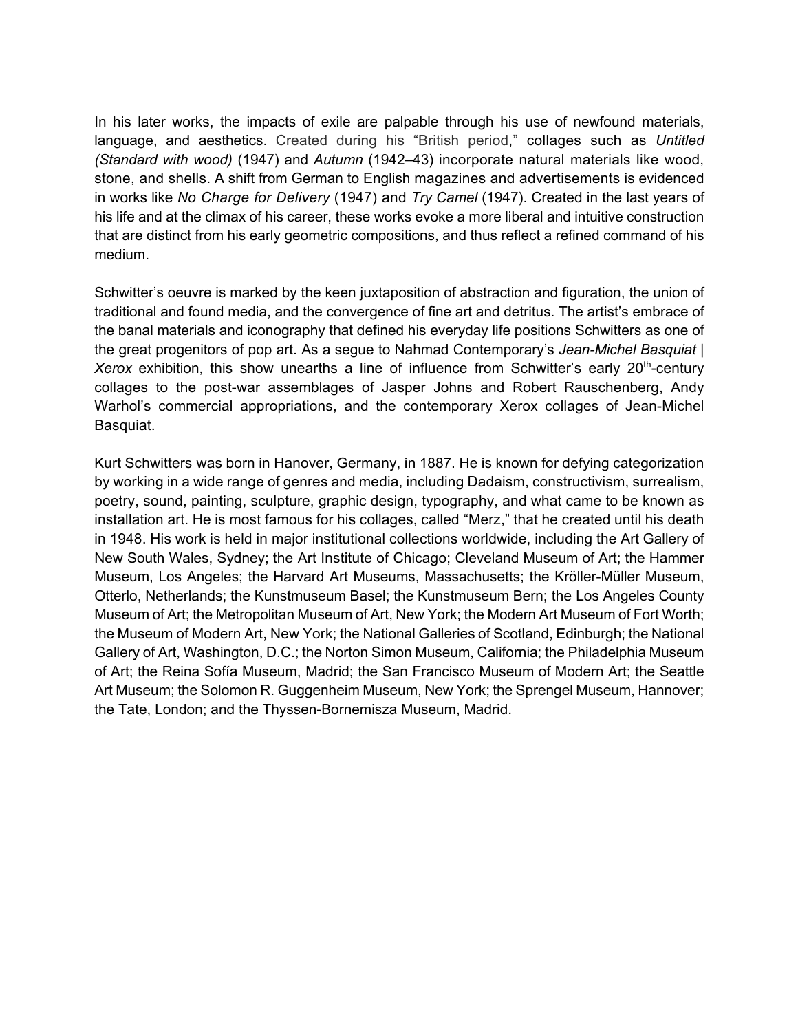In his later works, the impacts of exile are palpable through his use of newfound materials, language, and aesthetics. Created during his "British period," collages such as *Untitled (Standard with wood)* (1947) and *Autumn* (1942–43) incorporate natural materials like wood, stone, and shells. A shift from German to English magazines and advertisements is evidenced in works like *No Charge for Delivery* (1947) and *Try Camel* (1947). Created in the last years of his life and at the climax of his career, these works evoke a more liberal and intuitive construction that are distinct from his early geometric compositions, and thus reflect a refined command of his medium.

Schwitter's oeuvre is marked by the keen juxtaposition of abstraction and figuration, the union of traditional and found media, and the convergence of fine art and detritus. The artist's embrace of the banal materials and iconography that defined his everyday life positions Schwitters as one of the great progenitors of pop art. As a segue to Nahmad Contemporary's *Jean-Michel Basquiat | Xerox* exhibition, this show unearths a line of influence from Schwitter's early 20th-century collages to the post-war assemblages of Jasper Johns and Robert Rauschenberg, Andy Warhol's commercial appropriations, and the contemporary Xerox collages of Jean-Michel Basquiat.

Kurt Schwitters was born in Hanover, Germany, in 1887. He is known for defying categorization by working in a wide range of genres and media, including Dadaism, constructivism, surrealism, poetry, sound, painting, sculpture, graphic design, typography, and what came to be known as installation art. He is most famous for his collages, called "Merz," that he created until his death in 1948. His work is held in major institutional collections worldwide, including the Art Gallery of New South Wales, Sydney; the Art Institute of Chicago; Cleveland Museum of Art; the Hammer Museum, Los Angeles; the Harvard Art Museums, Massachusetts; the Kröller-Müller Museum, Otterlo, Netherlands; the Kunstmuseum Basel; the Kunstmuseum Bern; the Los Angeles County Museum of Art; the Metropolitan Museum of Art, New York; the Modern Art Museum of Fort Worth; the Museum of Modern Art, New York; the National Galleries of Scotland, Edinburgh; the National Gallery of Art, Washington, D.C.; the Norton Simon Museum, California; the Philadelphia Museum of Art; the Reina Sofía Museum, Madrid; the San Francisco Museum of Modern Art; the Seattle Art Museum; the Solomon R. Guggenheim Museum, New York; the Sprengel Museum, Hannover; the Tate, London; and the Thyssen-Bornemisza Museum, Madrid.